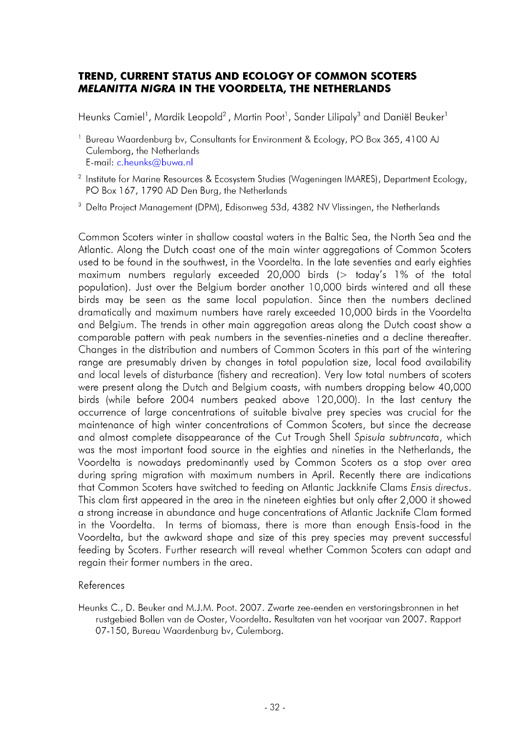# TREND, CURRENT STATUS AND ECOLOGY OF COMMON SCOTERS *MELANITTA NIGRA* IN THE VOORDELTA, THE NETHERLANDS

Heunks Camiel[1], Mardik Leopold[2], Martin Poot[1], Sander Lilipaly[3] and Daniël Beuker[1]

[1] Bureau Waardenburg bv, Consultants for Environment & Ecology, PO Box 365, 4100 AJ Culemborg, the Netherlands
E-mail: c.heunks@buwa.nl

[2] Institute for Marine Resources & Ecosystem Studies (Wageningen IMARES), Department Ecology, PO Box 167, 1790 AD Den Burg, the Netherlands

[3] Delta Project Management (DPM), Edisonweg 53d, 4382 NV Vlissingen, the Netherlands

Common Scoters winter in shallow coastal waters in the Baltic Sea, the North Sea and the Atlantic. Along the Dutch coast one of the main winter aggregations of Common Scoters used to be found in the southwest, in the Voordelta. In the late seventies and early eighties maximum numbers regularly exceeded 20,000 birds (> today's 1% of the total population). Just over the Belgium border another 10,000 birds wintered and all these birds may be seen as the same local population. Since then the numbers declined dramatically and maximum numbers have rarely exceeded 10,000 birds in the Voordelta and Belgium. The trends in other main aggregation areas along the Dutch coast show a comparable pattern with peak numbers in the seventies-nineties and a decline thereafter. Changes in the distribution and numbers of Common Scoters in this part of the wintering range are presumably driven by changes in total population size, local food availability and local levels of disturbance (fishery and recreation). Very low total numbers of scoters were present along the Dutch and Belgium coasts, with numbers dropping below 40,000 birds (while before 2004 numbers peaked above 120,000). In the last century the occurrence of large concentrations of suitable bivalve prey species was crucial for the maintenance of high winter concentrations of Common Scoters, but since the decrease and almost complete disappearance of the Cut Trough Shell *Spisula subtruncata*, which was the most important food source in the eighties and nineties in the Netherlands, the Voordelta is nowadays predominantly used by Common Scoters as a stop over area during spring migration with maximum numbers in April. Recently there are indications that Common Scoters have switched to feeding on Atlantic Jackknife Clams *Ensis directus*. This clam first appeared in the area in the nineteen eighties but only after 2,000 it showed a strong increase in abundance and huge concentrations of Atlantic Jacknife Clam formed in the Voordelta. In terms of biomass, there is more than enough Ensis-food in the Voordelta, but the awkward shape and size of this prey species may prevent successful feeding by Scoters. Further research will reveal whether Common Scoters can adapt and regain their former numbers in the area.

References

Heunks C., D. Beuker and M.J.M. Poot. 2007. Zwarte zee-eenden en verstoringsbronnen in het rustgebied Bollen van de Ooster, Voordelta. Resultaten van het voorjaar van 2007. Rapport 07-150, Bureau Waardenburg bv, Culemborg.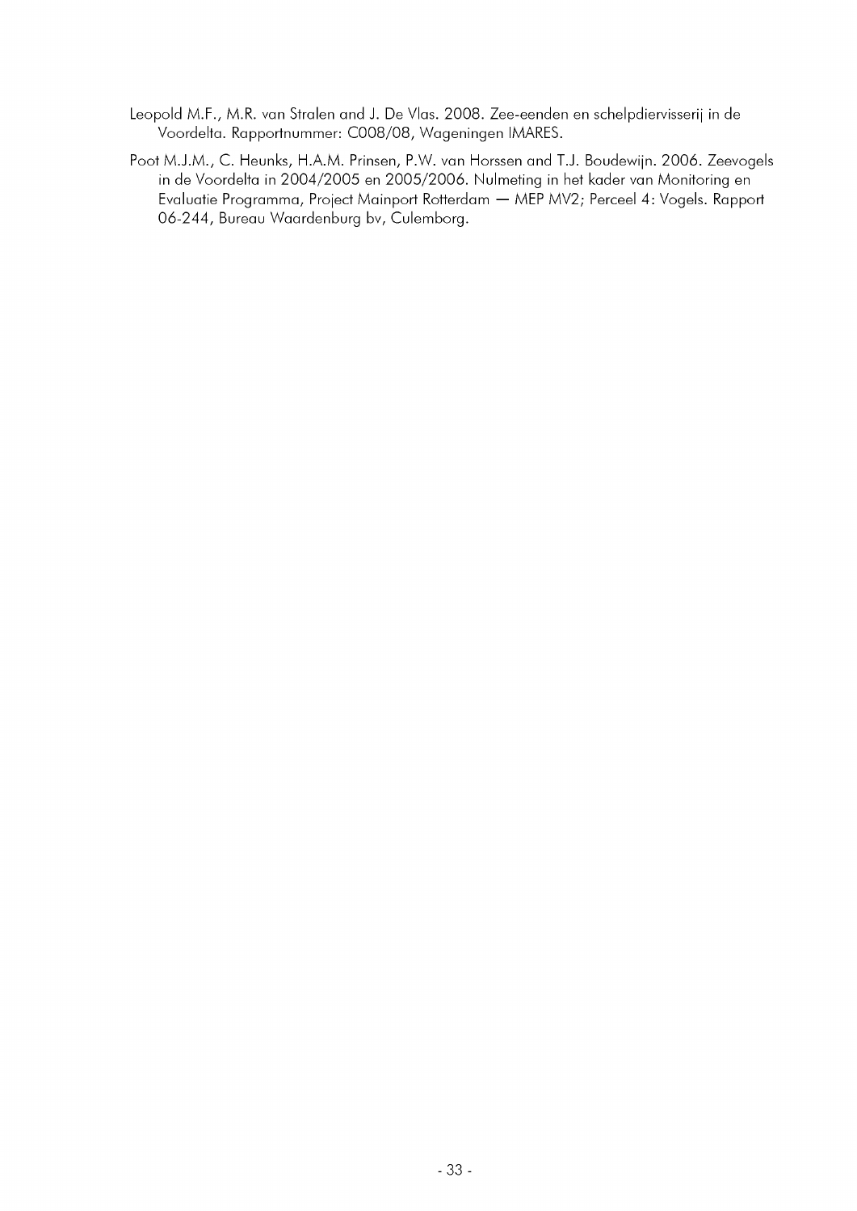Leopold M.F., M.R. van Stralen and J. De Vlas. 2008. Zee-eenden en schelpdiervisserij in de Voordelta. Rapportnummer: C008/08, Wageningen IMARES.

Poot M.J.M., C. Heunks, H.A.M. Prinsen, P.W. van Horssen and T.J. Boudewijn. 2006. Zeevogels in de Voordelta in 2004/2005 en 2005/2006. Nulmeting in het kader van Monitoring en Evaluatie Programma, Project Mainport Rotterdam — MEP MV2; Perceel 4: Vogels. Rapport 06-244, Bureau Waardenburg bv, Culemborg.